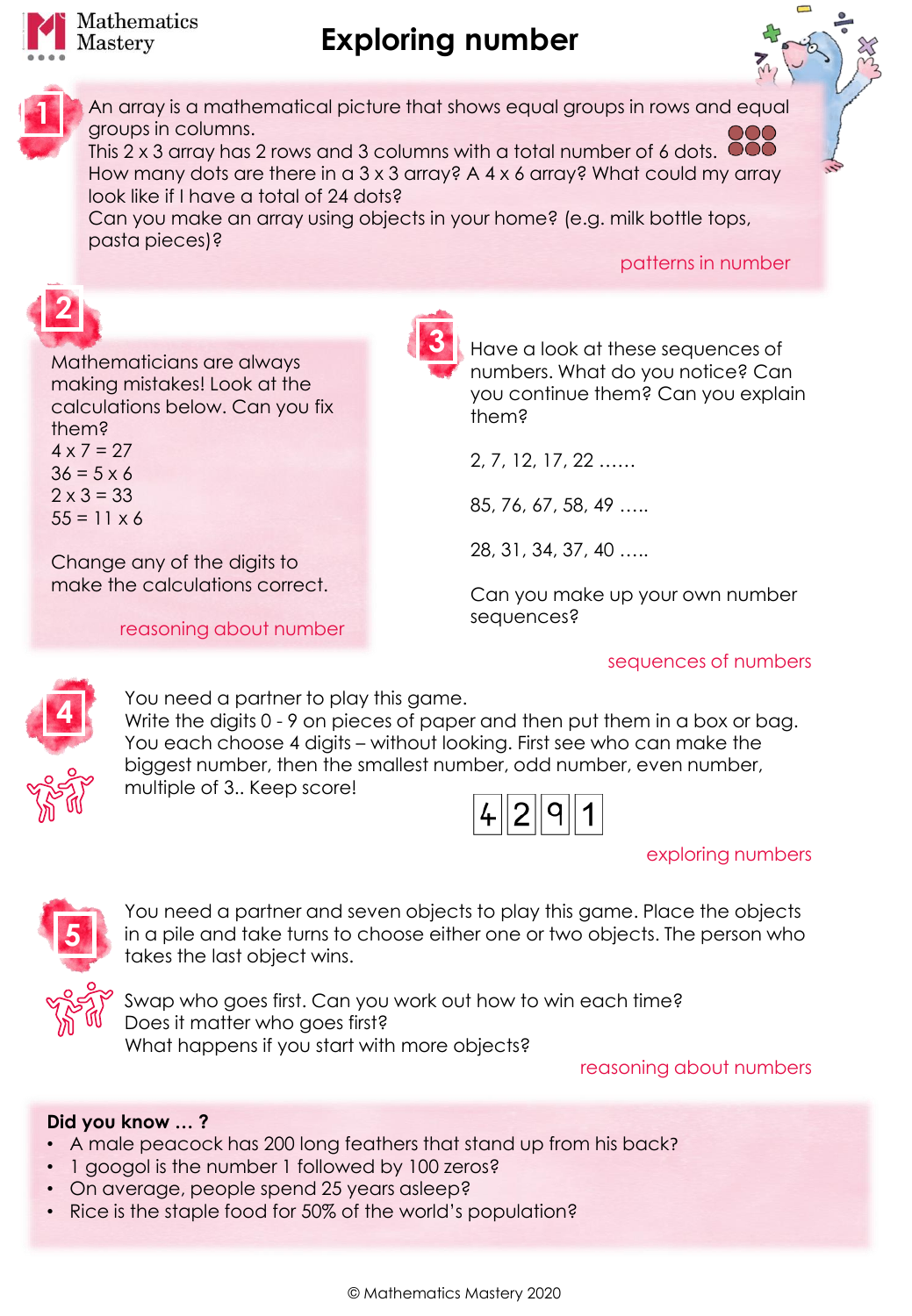# Exploring number

## 1

An array is a mathematical picture that shows equal groups in rows and equal groups in columns.
This 2 x 3 array has 2 rows and 3 columns with a total number of 6 dots.
How many dots are there in a 3 x 3 array? A 4 x 6 array? What could my array look like if I have a total of 24 dots?
Can you make an array using objects in your home? (e.g. milk bottle tops, pasta pieces)?

*patterns in number*

## 2

Mathematicians are always making mistakes! Look at the calculations below. Can you fix them?

4 x 7 = 27
36 = 5 x 6
2 x 3 = 33
55 = 11 x 6

Change any of the digits to make the calculations correct.

*reasoning about number*

## 3

Have a look at these sequences of numbers. What do you notice? Can you continue them? Can you explain them?

2, 7, 12, 17, 22 ……

85, 76, 67, 58, 49 …..

28, 31, 34, 37, 40 …..

Can you make up your own number sequences?

*sequences of numbers*

## 4

You need a partner to play this game.
Write the digits 0 - 9 on pieces of paper and then put them in a box or bag. You each choose 4 digits – without looking. First see who can make the biggest number, then the smallest number, odd number, even number, multiple of 3.. Keep score!

4 2 9 1

*exploring numbers*

## 5

You need a partner and seven objects to play this game. Place the objects in a pile and take turns to choose either one or two objects. The person who takes the last object wins.

Swap who goes first. Can you work out how to win each time?
Does it matter who goes first?
What happens if you start with more objects?

*reasoning about numbers*

**Did you know … ?**

- A male peacock has 200 long feathers that stand up from his back?
- 1 googol is the number 1 followed by 100 zeros?
- On average, people spend 25 years asleep?
- Rice is the staple food for 50% of the world's population?

© Mathematics Mastery 2020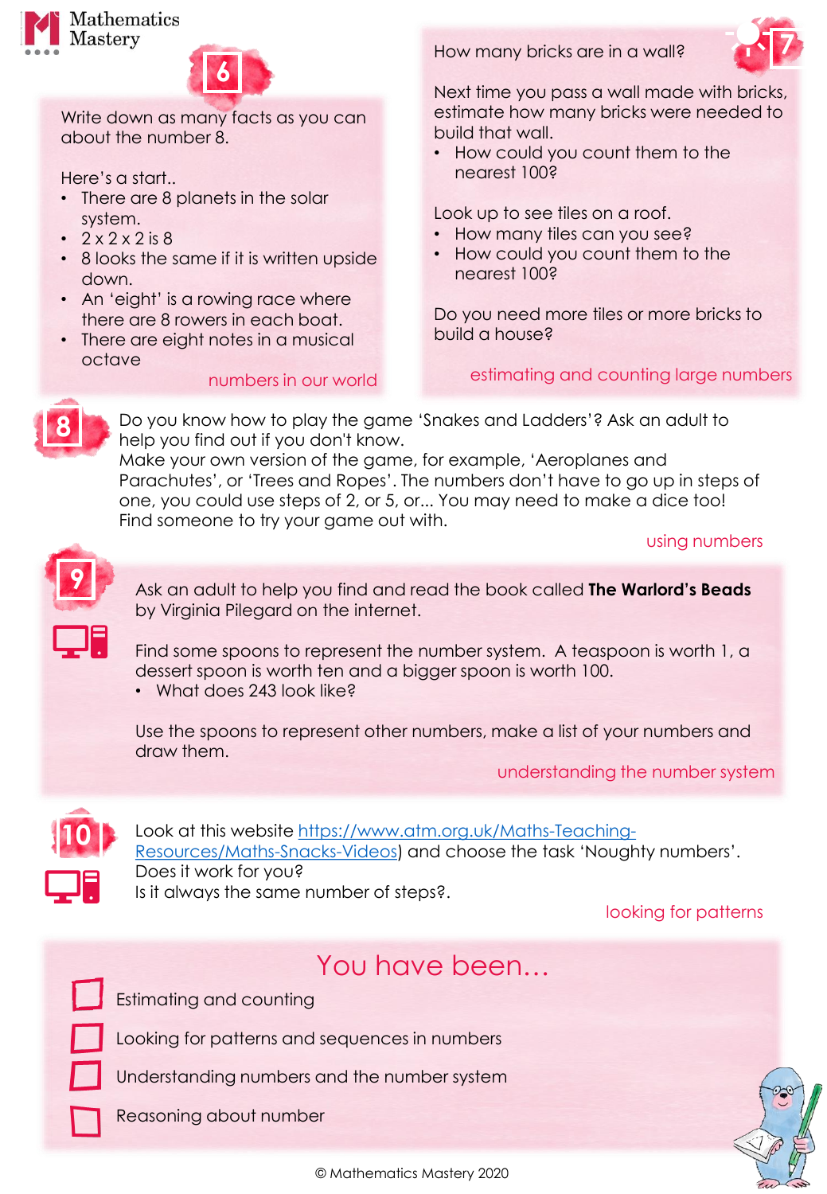Mathematics Mastery

## 6

Write down as many facts as you can about the number 8.

Here's a start..

- There are 8 planets in the solar system.
- 2 x 2 x 2 is 8
- 8 looks the same if it is written upside down.
- An 'eight' is a rowing race where there are 8 rowers in each boat.
- There are eight notes in a musical octave

*numbers in our world*

## 7

How many bricks are in a wall?

Next time you pass a wall made with bricks, estimate how many bricks were needed to build that wall.

- How could you count them to the nearest 100?

Look up to see tiles on a roof.

- How many tiles can you see?
- How could you count them to the nearest 100?

Do you need more tiles or more bricks to build a house?

*estimating and counting large numbers*

## 8

Do you know how to play the game 'Snakes and Ladders'? Ask an adult to help you find out if you don't know.
Make your own version of the game, for example, 'Aeroplanes and Parachutes', or 'Trees and Ropes'. The numbers don't have to go up in steps of one, you could use steps of 2, or 5, or... You may need to make a dice too!
Find someone to try your game out with.

*using numbers*

## 9

Ask an adult to help you find and read the book called **The Warlord's Beads** by Virginia Pilegard on the internet.

Find some spoons to represent the number system. A teaspoon is worth 1, a dessert spoon is worth ten and a bigger spoon is worth 100.

- What does 243 look like?

Use the spoons to represent other numbers, make a list of your numbers and draw them.

*understanding the number system*

## 10

Look at this website [https://www.atm.org.uk/Maths-Teaching-Resources/Maths-Snacks-Videos](https://www.atm.org.uk/Maths-Teaching-Resources/Maths-Snacks-Videos)) and choose the task 'Noughty numbers'.
Does it work for you?
Is it always the same number of steps?.

*looking for patterns*

## You have been...

- [ ] Estimating and counting
- [ ] Looking for patterns and sequences in numbers
- [ ] Understanding numbers and the number system
- [ ] Reasoning about number

© Mathematics Mastery 2020